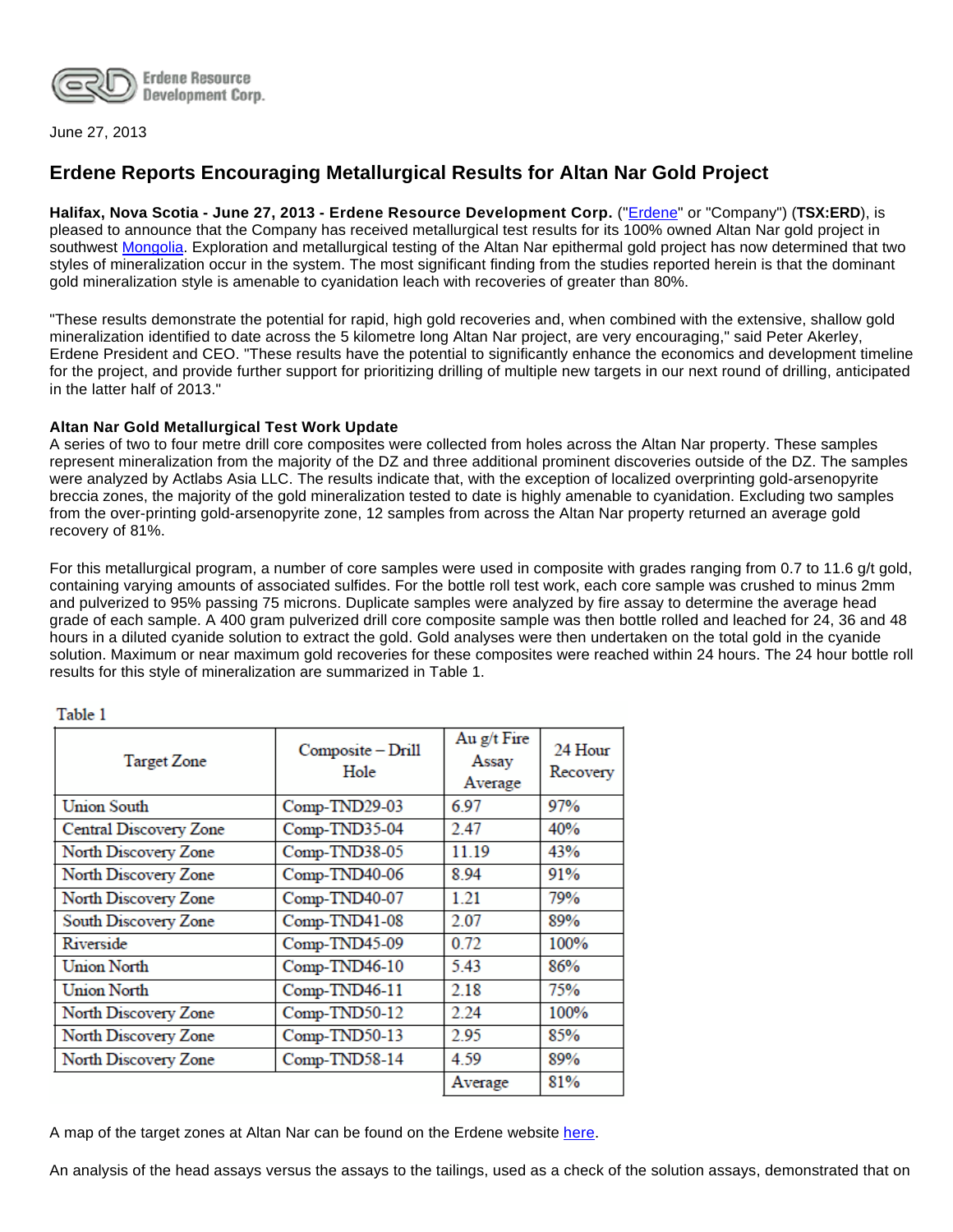Erdene Resource Development Corp.

June 27, 2013

## Erdene Reports Encouraging Metallurgical Results for Altan Nar Gold Project

**Halifax, Nova Scotia - June 27, 2013 - Erdene Resource Development Corp.** ("Erdene" or "Company") (**TSX:ERD**), is pleased to announce that the Company has received metallurgical test results for its 100% owned Altan Nar gold project in southwest Mongolia. Exploration and metallurgical testing of the Altan Nar epithermal gold project has now determined that two styles of mineralization occur in the system. The most significant finding from the studies reported herein is that the dominant gold mineralization style is amenable to cyanidation leach with recoveries of greater than 80%.

"These results demonstrate the potential for rapid, high gold recoveries and, when combined with the extensive, shallow gold mineralization identified to date across the 5 kilometre long Altan Nar project, are very encouraging," said Peter Akerley, Erdene President and CEO. "These results have the potential to significantly enhance the economics and development timeline for the project, and provide further support for prioritizing drilling of multiple new targets in our next round of drilling, anticipated in the latter half of 2013."

**Altan Nar Gold Metallurgical Test Work Update**

A series of two to four metre drill core composites were collected from holes across the Altan Nar property. These samples represent mineralization from the majority of the DZ and three additional prominent discoveries outside of the DZ. The samples were analyzed by Actlabs Asia LLC. The results indicate that, with the exception of localized overprinting gold-arsenopyrite breccia zones, the majority of the gold mineralization tested to date is highly amenable to cyanidation. Excluding two samples from the over-printing gold-arsenopyrite zone, 12 samples from across the Altan Nar property returned an average gold recovery of 81%.

For this metallurgical program, a number of core samples were used in composite with grades ranging from 0.7 to 11.6 g/t gold, containing varying amounts of associated sulfides. For the bottle roll test work, each core sample was crushed to minus 2mm and pulverized to 95% passing 75 microns. Duplicate samples were analyzed by fire assay to determine the average head grade of each sample. A 400 gram pulverized drill core composite sample was then bottle rolled and leached for 24, 36 and 48 hours in a diluted cyanide solution to extract the gold. Gold analyses were then undertaken on the total gold in the cyanide solution. Maximum or near maximum gold recoveries for these composites were reached within 24 hours. The 24 hour bottle roll results for this style of mineralization are summarized in Table 1.

Table 1

| Target Zone | Composite – Drill Hole | Au g/t Fire Assay Average | 24 Hour Recovery |
|---|---|---|---|
| Union South | Comp-TND29-03 | 6.97 | 97% |
| Central Discovery Zone | Comp-TND35-04 | 2.47 | 40% |
| North Discovery Zone | Comp-TND38-05 | 11.19 | 43% |
| North Discovery Zone | Comp-TND40-06 | 8.94 | 91% |
| North Discovery Zone | Comp-TND40-07 | 1.21 | 79% |
| South Discovery Zone | Comp-TND41-08 | 2.07 | 89% |
| Riverside | Comp-TND45-09 | 0.72 | 100% |
| Union North | Comp-TND46-10 | 5.43 | 86% |
| Union North | Comp-TND46-11 | 2.18 | 75% |
| North Discovery Zone | Comp-TND50-12 | 2.24 | 100% |
| North Discovery Zone | Comp-TND50-13 | 2.95 | 85% |
| North Discovery Zone | Comp-TND58-14 | 4.59 | 89% |
| | | Average | 81% |

A map of the target zones at Altan Nar can be found on the Erdene website here.

An analysis of the head assays versus the assays to the tailings, used as a check of the solution assays, demonstrated that on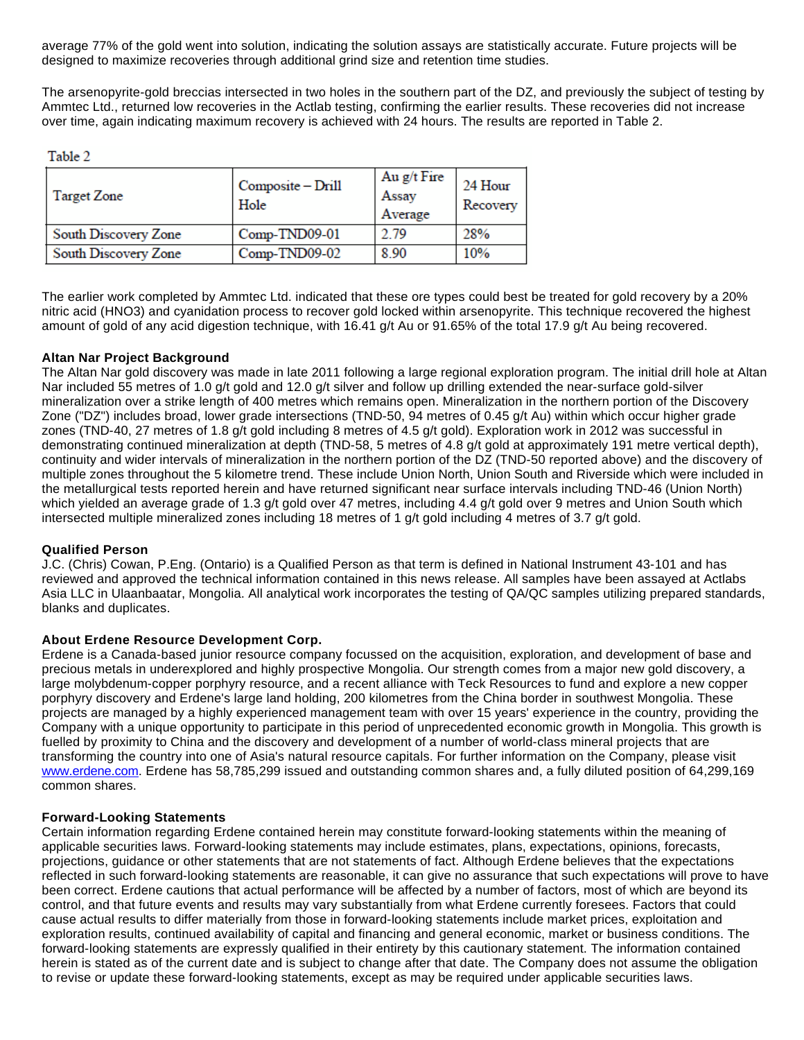average 77% of the gold went into solution, indicating the solution assays are statistically accurate. Future projects will be designed to maximize recoveries through additional grind size and retention time studies.

The arsenopyrite-gold breccias intersected in two holes in the southern part of the DZ, and previously the subject of testing by Ammtec Ltd., returned low recoveries in the Actlab testing, confirming the earlier results. These recoveries did not increase over time, again indicating maximum recovery is achieved with 24 hours. The results are reported in Table 2.

Table 2

| Target Zone | Composite – Drill Hole | Au g/t Fire Assay Average | 24 Hour Recovery |
|---|---|---|---|
| South Discovery Zone | Comp-TND09-01 | 2.79 | 28% |
| South Discovery Zone | Comp-TND09-02 | 8.90 | 10% |

The earlier work completed by Ammtec Ltd. indicated that these ore types could best be treated for gold recovery by a 20% nitric acid ($HNO_3$) and cyanidation process to recover gold locked within arsenopyrite. This technique recovered the highest amount of gold of any acid digestion technique, with 16.41 g/t Au or 91.65% of the total 17.9 g/t Au being recovered.

**Altan Nar Project Background**

The Altan Nar gold discovery was made in late 2011 following a large regional exploration program. The initial drill hole at Altan Nar included 55 metres of 1.0 g/t gold and 12.0 g/t silver and follow up drilling extended the near-surface gold-silver mineralization over a strike length of 400 metres which remains open. Mineralization in the northern portion of the Discovery Zone ("DZ") includes broad, lower grade intersections (TND-50, 94 metres of 0.45 g/t Au) within which occur higher grade zones (TND-40, 27 metres of 1.8 g/t gold including 8 metres of 4.5 g/t gold). Exploration work in 2012 was successful in demonstrating continued mineralization at depth (TND-58, 5 metres of 4.8 g/t gold at approximately 191 metre vertical depth), continuity and wider intervals of mineralization in the northern portion of the DZ (TND-50 reported above) and the discovery of multiple zones throughout the 5 kilometre trend. These include Union North, Union South and Riverside which were included in the metallurgical tests reported herein and have returned significant near surface intervals including TND-46 (Union North) which yielded an average grade of 1.3 g/t gold over 47 metres, including 4.4 g/t gold over 9 metres and Union South which intersected multiple mineralized zones including 18 metres of 1 g/t gold including 4 metres of 3.7 g/t gold.

**Qualified Person**

J.C. (Chris) Cowan, P.Eng. (Ontario) is a Qualified Person as that term is defined in National Instrument 43-101 and has reviewed and approved the technical information contained in this news release. All samples have been assayed at Actlabs Asia LLC in Ulaanbaatar, Mongolia. All analytical work incorporates the testing of QA/QC samples utilizing prepared standards, blanks and duplicates.

**About Erdene Resource Development Corp.**

Erdene is a Canada-based junior resource company focussed on the acquisition, exploration, and development of base and precious metals in underexplored and highly prospective Mongolia. Our strength comes from a major new gold discovery, a large molybdenum-copper porphyry resource, and a recent alliance with Teck Resources to fund and explore a new copper porphyry discovery and Erdene's large land holding, 200 kilometres from the China border in southwest Mongolia. These projects are managed by a highly experienced management team with over 15 years' experience in the country, providing the Company with a unique opportunity to participate in this period of unprecedented economic growth in Mongolia. This growth is fuelled by proximity to China and the discovery and development of a number of world-class mineral projects that are transforming the country into one of Asia's natural resource capitals. For further information on the Company, please visit www.erdene.com. Erdene has 58,785,299 issued and outstanding common shares and, a fully diluted position of 64,299,169 common shares.

**Forward-Looking Statements**

Certain information regarding Erdene contained herein may constitute forward-looking statements within the meaning of applicable securities laws. Forward-looking statements may include estimates, plans, expectations, opinions, forecasts, projections, guidance or other statements that are not statements of fact. Although Erdene believes that the expectations reflected in such forward-looking statements are reasonable, it can give no assurance that such expectations will prove to have been correct. Erdene cautions that actual performance will be affected by a number of factors, most of which are beyond its control, and that future events and results may vary substantially from what Erdene currently foresees. Factors that could cause actual results to differ materially from those in forward-looking statements include market prices, exploitation and exploration results, continued availability of capital and financing and general economic, market or business conditions. The forward-looking statements are expressly qualified in their entirety by this cautionary statement. The information contained herein is stated as of the current date and is subject to change after that date. The Company does not assume the obligation to revise or update these forward-looking statements, except as may be required under applicable securities laws.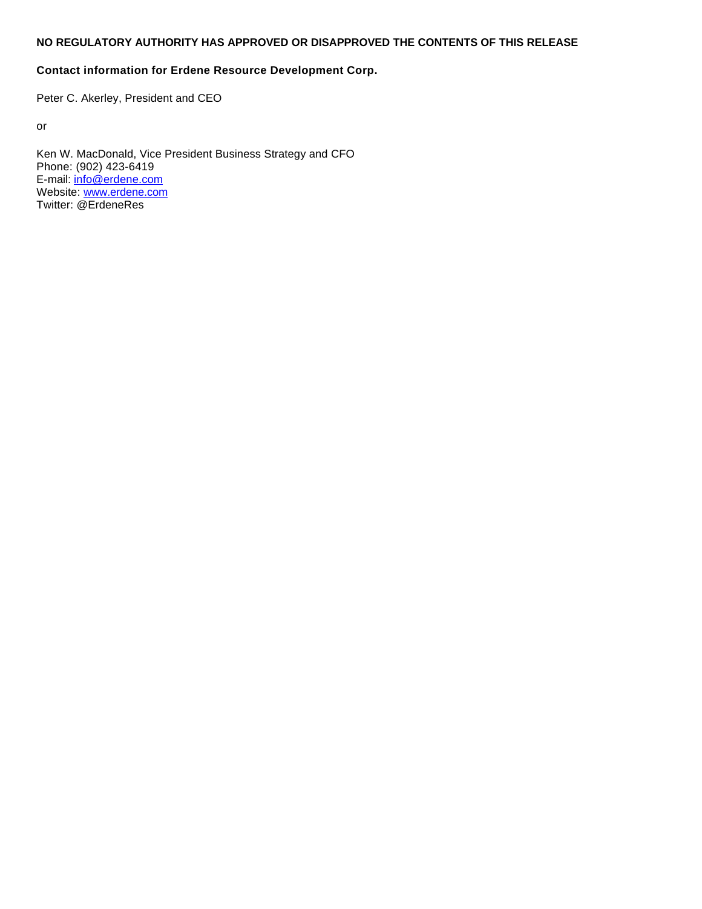**NO REGULATORY AUTHORITY HAS APPROVED OR DISAPPROVED THE CONTENTS OF THIS RELEASE**

**Contact information for Erdene Resource Development Corp.**

Peter C. Akerley, President and CEO

or

Ken W. MacDonald, Vice President Business Strategy and CFO
Phone: (902) 423-6419
E-mail: info@erdene.com
Website: www.erdene.com
Twitter: @ErdeneRes